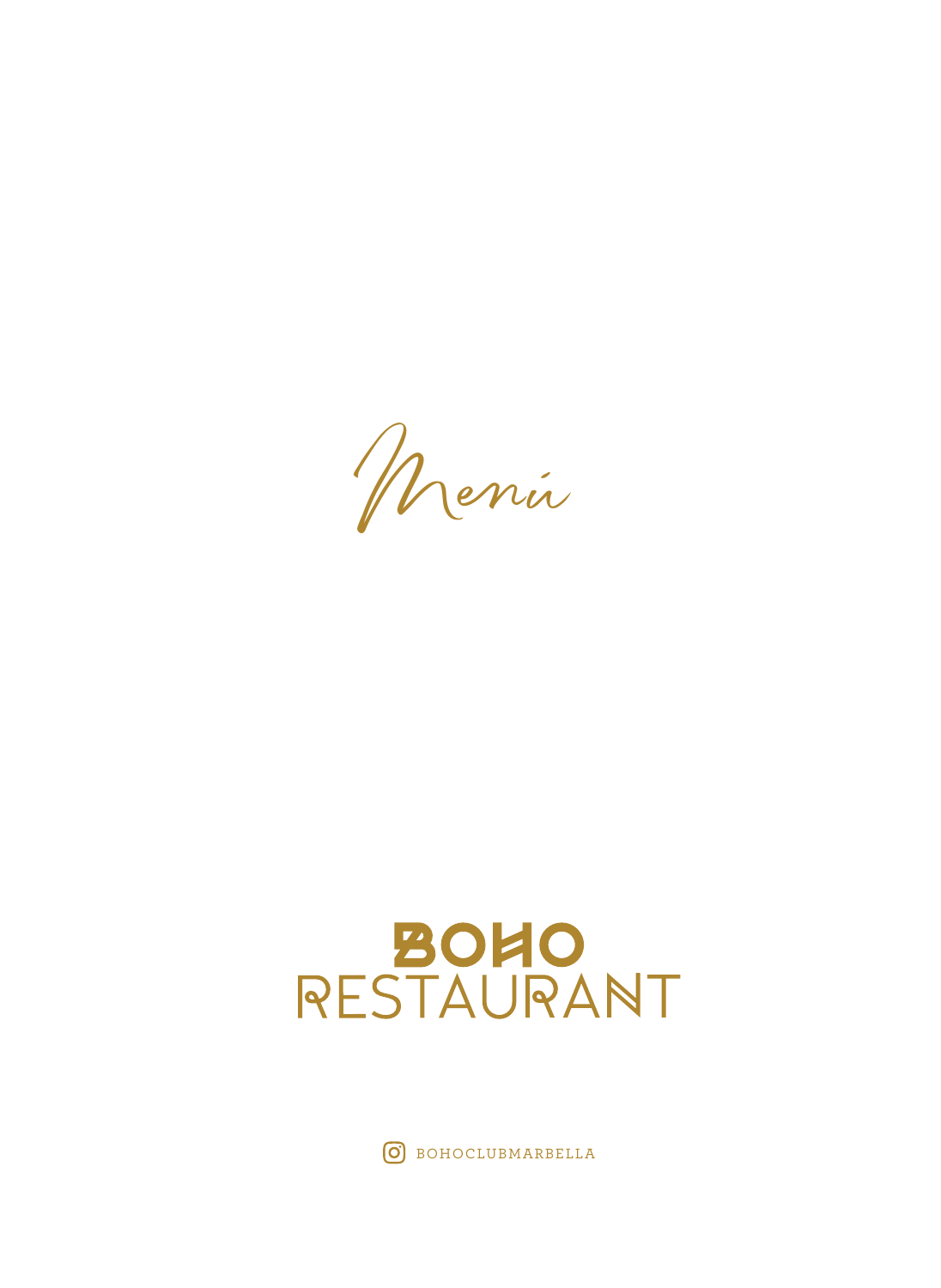# Menú

## BOHO RESTAURANT

BOHOCLUBMARBELLA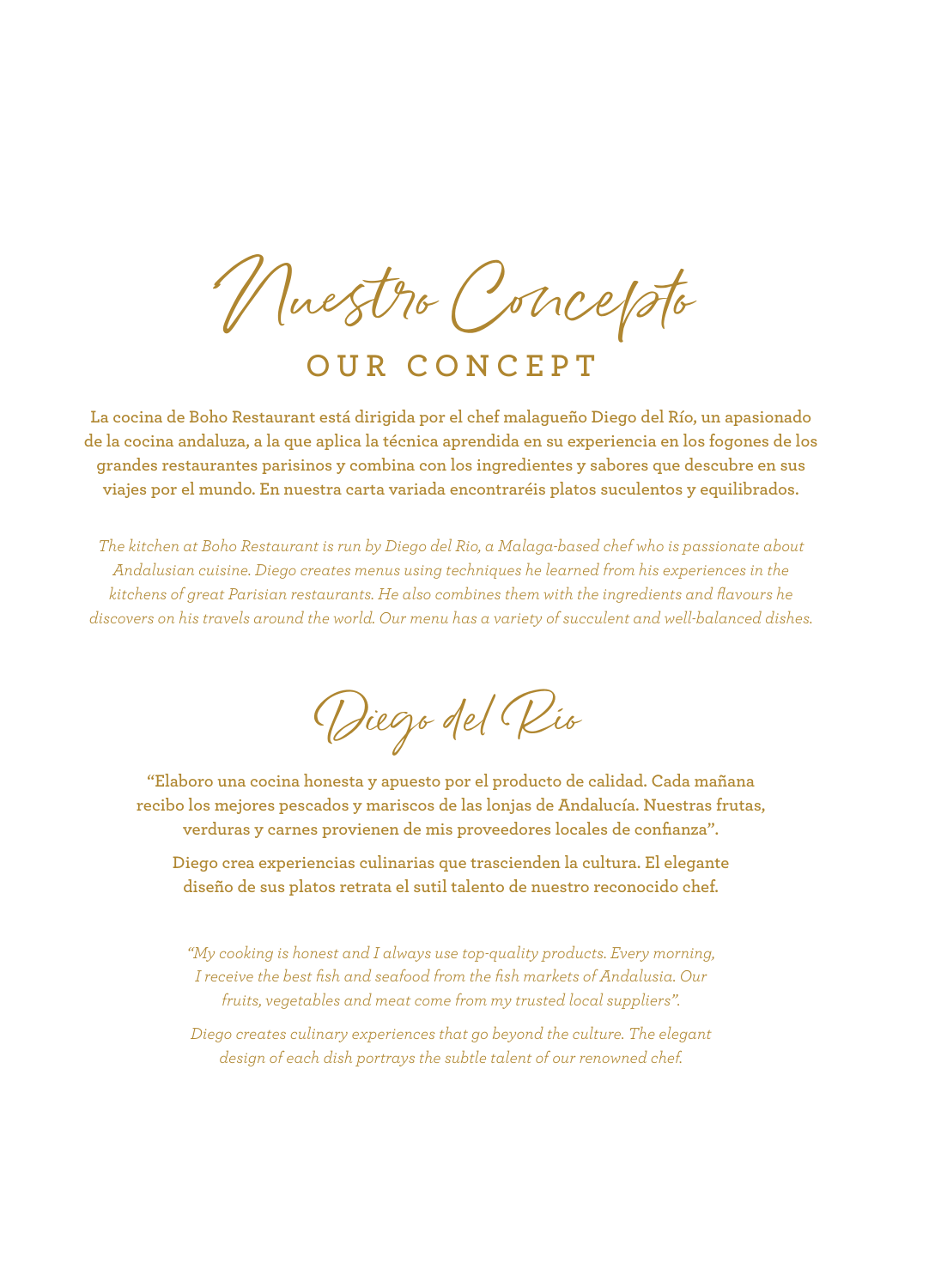# Nuestro Concepto

## OUR CONCEPT

**La cocina de Boho Restaurant está dirigida por el chef malagueño Diego del Río, un apasionado de la cocina andaluza, a la que aplica la técnica aprendida en su experiencia en los fogones de los grandes restaurantes parisinos y combina con los ingredientes y sabores que descubre en sus viajes por el mundo. En nuestra carta variada encontraréis platos suculentos y equilibrados.**

*The kitchen at Boho Restaurant is run by Diego del Rio, a Malaga-based chef who is passionate about Andalusian cuisine. Diego creates menus using techniques he learned from his experiences in the kitchens of great Parisian restaurants. He also combines them with the ingredients and flavours he discovers on his travels around the world. Our menu has a variety of succulent and well-balanced dishes.*

# Diego del Río

**"Elaboro una cocina honesta y apuesto por el producto de calidad. Cada mañana recibo los mejores pescados y mariscos de las lonjas de Andalucía. Nuestras frutas, verduras y carnes provienen de mis proveedores locales de confianza".**

**Diego crea experiencias culinarias que trascienden la cultura. El elegante diseño de sus platos retrata el sutil talento de nuestro reconocido chef.**

*"My cooking is honest and I always use top-quality products. Every morning, I receive the best fish and seafood from the fish markets of Andalusia. Our fruits, vegetables and meat come from my trusted local suppliers".*

*Diego creates culinary experiences that go beyond the culture. The elegant design of each dish portrays the subtle talent of our renowned chef.*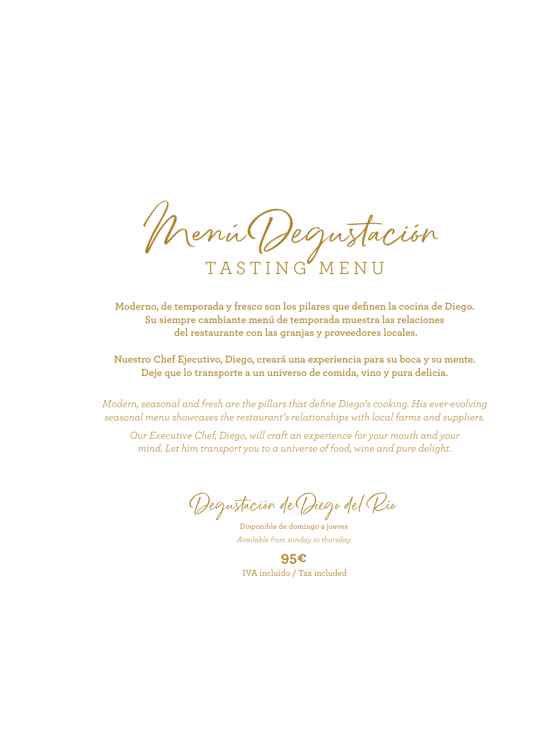# Menú Degustación

## TASTING MENU

**Moderno, de temporada y fresco son los pilares que definen la cocina de Diego. Su siempre cambiante menú de temporada muestra las relaciones del restaurante con las granjas y proveedores locales.**

**Nuestro Chef Ejecutivo, Diego, creará una experiencia para su boca y su mente. Deje que lo transporte a un universo de comida, vino y pura delicia.**

*Modern, seasonal and fresh are the pillars that define Diego's cooking. His ever-evolving seasonal menu showcases the restaurant's relationships with local farms and suppliers.*

*Our Executive Chef, Diego, will craft an experience for your mouth and your mind. Let him transport you to a universe of food, wine and pure delight.*

### Degustación de Diego del Río

Disponible de domingo a jueves

*Available from sunday to thursday*

**95€**

IVA incluido / Tax included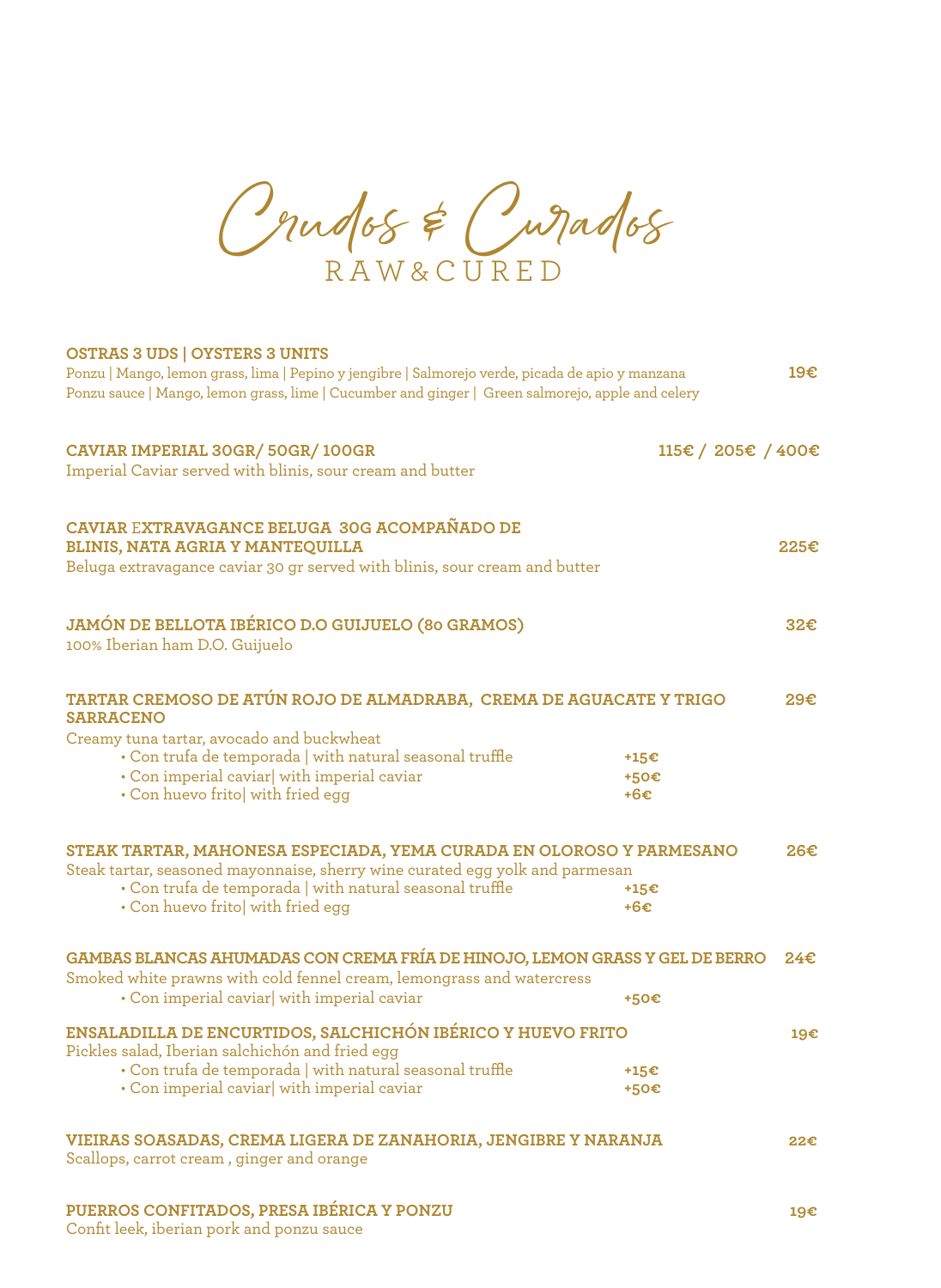# Crudos & Curados

## RAW&CURED

**OSTRAS 3 UDS | OYSTERS 3 UNITS** — **19€**

Ponzu | Mango, lemon grass, lima | Pepino y jengibre | Salmorejo verde, picada de apio y manzana
Ponzu sauce | Mango, lemon grass, lime | Cucumber and ginger | Green salmorejo, apple and celery

**CAVIAR IMPERIAL 30GR/ 50GR/ 100GR** — **115€ / 205€ / 400€**

Imperial Caviar served with blinis, sour cream and butter

**CAVIAR EXTRAVAGANCE BELUGA 30G ACOMPAÑADO DE BLINIS, NATA AGRIA Y MANTEQUILLA** — **225€**

Beluga extravagance caviar 30 gr served with blinis, sour cream and butter

**JAMÓN DE BELLOTA IBÉRICO D.O GUIJUELO (80 GRAMOS)** — **32€**

100% Iberian ham D.O. Guijuelo

**TARTAR CREMOSO DE ATÚN ROJO DE ALMADRABA, CREMA DE AGUACATE Y TRIGO SARRACENO** — **29€**

Creamy tuna tartar, avocado and buckwheat

- Con trufa de temporada | with natural seasonal truffle **+15€**
- Con imperial caviar| with imperial caviar **+50€**
- Con huevo frito| with fried egg **+6€**

**STEAK TARTAR, MAHONESA ESPECIADA, YEMA CURADA EN OLOROSO Y PARMESANO** — **26€**

Steak tartar, seasoned mayonnaise, sherry wine curated egg yolk and parmesan

- Con trufa de temporada | with natural seasonal truffle **+15€**
- Con huevo frito| with fried egg **+6€**

**GAMBAS BLANCAS AHUMADAS CON CREMA FRÍA DE HINOJO, LEMON GRASS Y GEL DE BERRO** — **24€**

Smoked white prawns with cold fennel cream, lemongrass and watercress

- Con imperial caviar| with imperial caviar **+50€**

**ENSALADILLA DE ENCURTIDOS, SALCHICHÓN IBÉRICO Y HUEVO FRITO** — **19€**

Pickles salad, Iberian salchichón and fried egg

- Con trufa de temporada | with natural seasonal truffle **+15€**
- Con imperial caviar| with imperial caviar **+50€**

**VIEIRAS SOASADAS, CREMA LIGERA DE ZANAHORIA, JENGIBRE Y NARANJA** — **22€**

Scallops, carrot cream , ginger and orange

**PUERROS CONFITADOS, PRESA IBÉRICA Y PONZU** — **19€**

Confit leek, iberian pork and ponzu sauce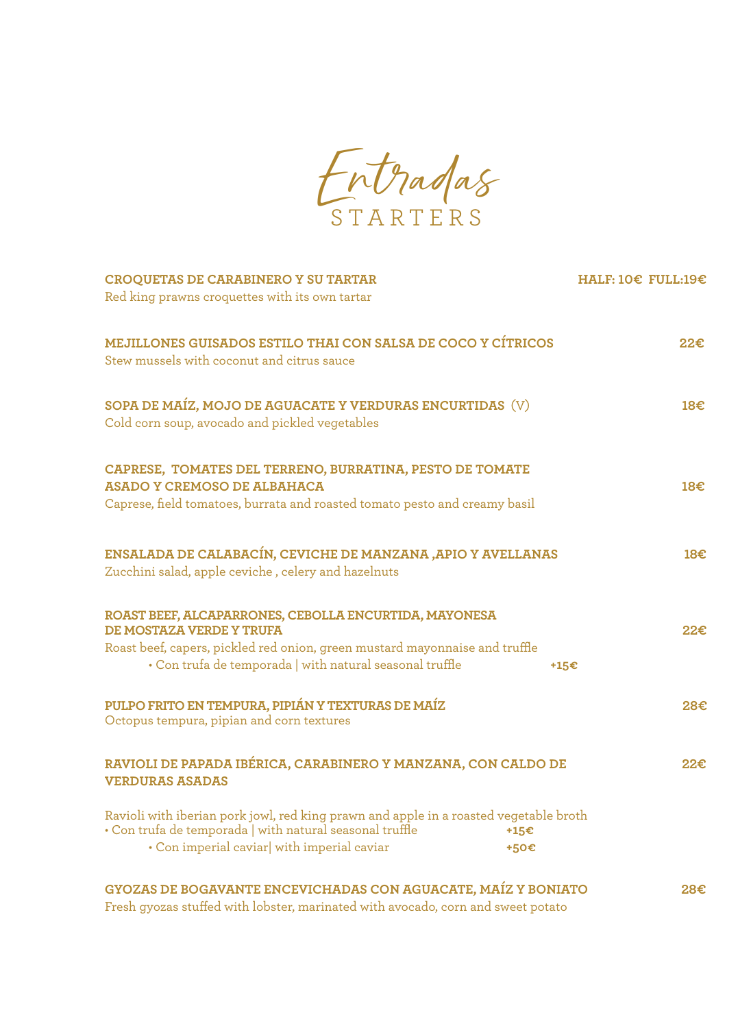# Entradas
## STARTERS

**CROQUETAS DE CARABINERO Y SU TARTAR** — **HALF: 10€ FULL:19€**
Red king prawns croquettes with its own tartar

**MEJILLONES GUISADOS ESTILO THAI CON SALSA DE COCO Y CÍTRICOS** — **22€**
Stew mussels with coconut and citrus sauce

**SOPA DE MAÍZ, MOJO DE AGUACATE Y VERDURAS ENCURTIDAS** (V) — **18€**
Cold corn soup, avocado and pickled vegetables

**CAPRESE, TOMATES DEL TERRENO, BURRATINA, PESTO DE TOMATE ASADO Y CREMOSO DE ALBAHACA** — **18€**
Caprese, field tomatoes, burrata and roasted tomato pesto and creamy basil

**ENSALADA DE CALABACÍN, CEVICHE DE MANZANA ,APIO Y AVELLANAS** — **18€**
Zucchini salad, apple ceviche , celery and hazelnuts

**ROAST BEEF, ALCAPARRONES, CEBOLLA ENCURTIDA, MAYONESA DE MOSTAZA VERDE Y TRUFA** — **22€**
Roast beef, capers, pickled red onion, green mustard mayonnaise and truffle
- Con trufa de temporada | with natural seasonal truffle — **+15€**

**PULPO FRITO EN TEMPURA, PIPIÁN Y TEXTURAS DE MAÍZ** — **28€**
Octopus tempura, pipian and corn textures

**RAVIOLI DE PAPADA IBÉRICA, CARABINERO Y MANZANA, CON CALDO DE VERDURAS ASADAS** — **22€**
Ravioli with iberian pork jowl, red king prawn and apple in a roasted vegetable broth
- Con trufa de temporada | with natural seasonal truffle — **+15€**
- Con imperial caviar| with imperial caviar — **+50€**

**GYOZAS DE BOGAVANTE ENCEVICHADAS CON AGUACATE, MAÍZ Y BONIATO** — **28€**
Fresh gyozas stuffed with lobster, marinated with avocado, corn and sweet potato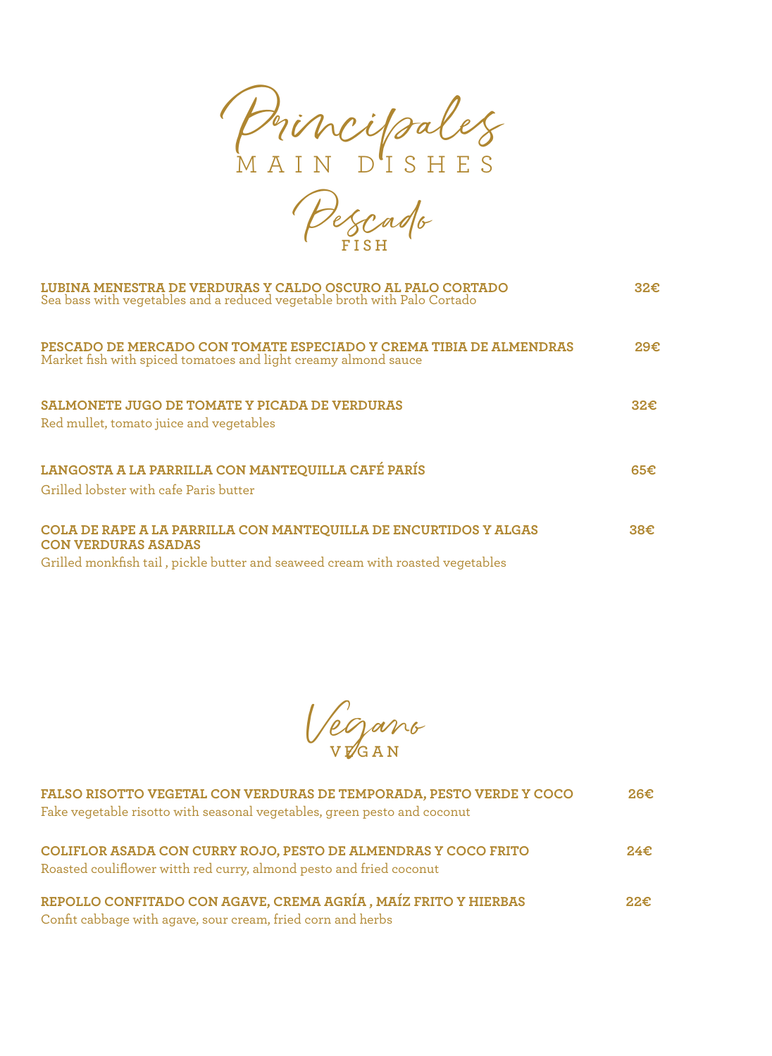# Principales
## MAIN DISHES

## Pescado
### FISH

**LUBINA MENESTRA DE VERDURAS Y CALDO OSCURO AL PALO CORTADO** **32€**
Sea bass with vegetables and a reduced vegetable broth with Palo Cortado

**PESCADO DE MERCADO CON TOMATE ESPECIADO Y CREMA TIBIA DE ALMENDRAS** **29€**
Market fish with spiced tomatoes and light creamy almond sauce

**SALMONETE JUGO DE TOMATE Y PICADA DE VERDURAS** **32€**
Red mullet, tomato juice and vegetables

**LANGOSTA A LA PARRILLA CON MANTEQUILLA CAFÉ PARÍS** **65€**
Grilled lobster with cafe Paris butter

**COLA DE RAPE A LA PARRILLA CON MANTEQUILLA DE ENCURTIDOS Y ALGAS CON VERDURAS ASADAS** **38€**
Grilled monkfish tail , pickle butter and seaweed cream with roasted vegetables

## Vegano
### VEGAN

**FALSO RISOTTO VEGETAL CON VERDURAS DE TEMPORADA, PESTO VERDE Y COCO** **26€**
Fake vegetable risotto with seasonal vegetables, green pesto and coconut

**COLIFLOR ASADA CON CURRY ROJO, PESTO DE ALMENDRAS Y COCO FRITO** **24€**
Roasted couliflower witth red curry, almond pesto and fried coconut

**REPOLLO CONFITADO CON AGAVE, CREMA AGRÍA , MAÍZ FRITO Y HIERBAS** **22€**
Confit cabbage with agave, sour cream, fried corn and herbs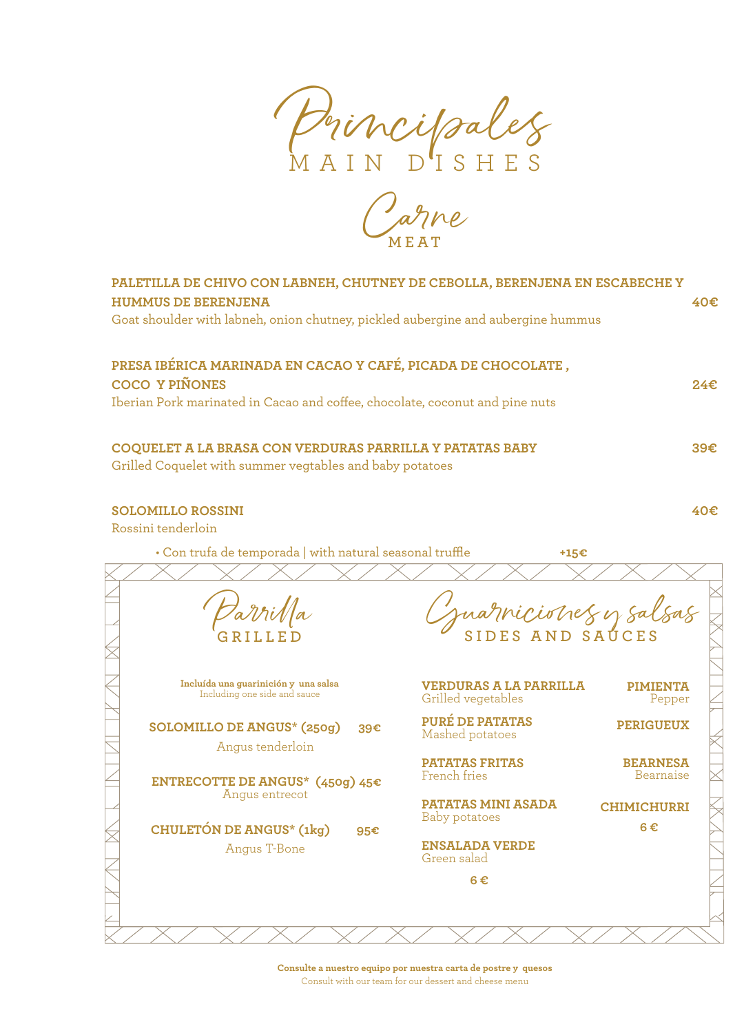# Principales

## MAIN DISHES

## Carne

### MEAT

**PALETILLA DE CHIVO CON LABNEH, CHUTNEY DE CEBOLLA, BERENJENA EN ESCABECHE Y HUMMUS DE BERENJENA** **40€**
Goat shoulder with labneh, onion chutney, pickled aubergine and aubergine hummus

**PRESA IBÉRICA MARINADA EN CACAO Y CAFÉ, PICADA DE CHOCOLATE , COCO Y PIÑONES** **24€**
Iberian Pork marinated in Cacao and coffee, chocolate, coconut and pine nuts

**COQUELET A LA BRASA CON VERDURAS PARRILLA Y PATATAS BABY** **39€**
Grilled Coquelet with summer vegtables and baby potatoes

**SOLOMILLO ROSSINI** **40€**
Rossini tenderloin

• Con trufa de temporada | with natural seasonal truffle **+15€**

## Parrilla

### GRILLED

**Incluída una guarinición y una salsa**
Including one side and sauce

**SOLOMILLO DE ANGUS* (250g)** **39€**
Angus tenderloin

**ENTRECOTTE DE ANGUS* (450g)** **45€**
Angus entrecot

**CHULETÓN DE ANGUS* (1kg)** **95€**
Angus T-Bone

## Guarniciones y salsas

### SIDES AND SAUCES

**VERDURAS A LA PARRILLA**
Grilled vegetables

**PURÉ DE PATATAS**
Mashed potatoes

**PATATAS FRITAS**
French fries

**PATATAS MINI ASADA**
Baby potatoes

**ENSALADA VERDE**
Green salad

**6 €**

**PIMIENTA**
Pepper

**PERIGUEUX**

**BEARNESA**
Bearnaise

**CHIMICHURRI**

**6 €**

**Consulte a nuestro equipo por nuestra carta de postre y quesos**
Consult with our team for our dessert and cheese menu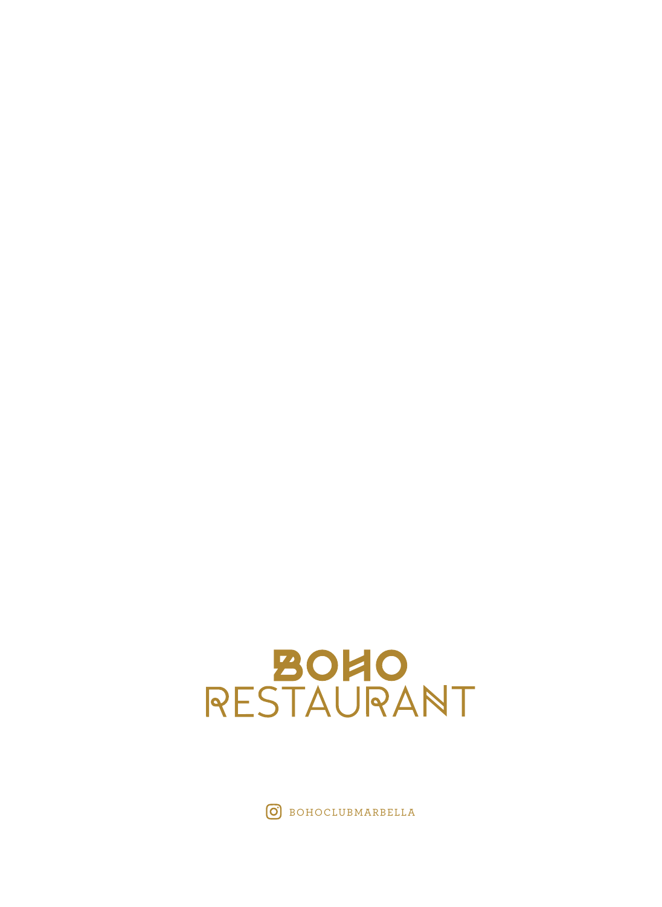# BOHO
## RESTAURANT

BOHOCLUBMARBELLA